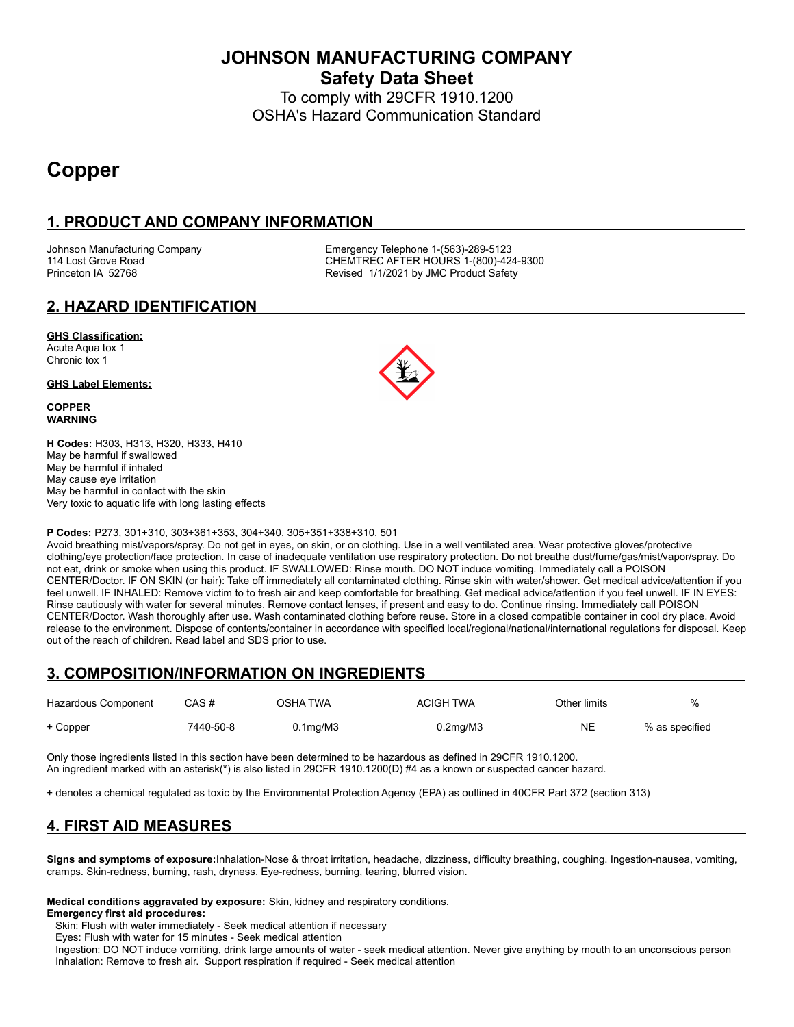# JOHNSON MANUFACTURING COMPANY
## Safety Data Sheet

To comply with 29CFR 1910.1200
OSHA's Hazard Communication Standard

# Copper

## 1. PRODUCT AND COMPANY INFORMATION

Johnson Manufacturing Company
114 Lost Grove Road
Princeton IA 52768

Emergency Telephone 1-(563)-289-5123
CHEMTREC AFTER HOURS 1-(800)-424-9300
Revised 1/1/2021 by JMC Product Safety

## 2. HAZARD IDENTIFICATION

**GHS Classification:**
Acute Aqua tox 1
Chronic tox 1

**GHS Label Elements:**

**COPPER**
**WARNING**

**H Codes:** H303, H313, H320, H333, H410
May be harmful if swallowed
May be harmful if inhaled
May cause eye irritation
May be harmful in contact with the skin
Very toxic to aquatic life with long lasting effects

**P Codes:** P273, 301+310, 303+361+353, 304+340, 305+351+338+310, 501
Avoid breathing mist/vapors/spray. Do not get in eyes, on skin, or on clothing. Use in a well ventilated area. Wear protective gloves/protective clothing/eye protection/face protection. In case of inadequate ventilation use respiratory protection. Do not breathe dust/fume/gas/mist/vapor/spray. Do not eat, drink or smoke when using this product. IF SWALLOWED: Rinse mouth. DO NOT induce vomiting. Immediately call a POISON CENTER/Doctor. IF ON SKIN (or hair): Take off immediately all contaminated clothing. Rinse skin with water/shower. Get medical advice/attention if you feel unwell. IF INHALED: Remove victim to to fresh air and keep comfortable for breathing. Get medical advice/attention if you feel unwell. IF IN EYES: Rinse cautiously with water for several minutes. Remove contact lenses, if present and easy to do. Continue rinsing. Immediately call POISON CENTER/Doctor. Wash thoroughly after use. Wash contaminated clothing before reuse. Store in a closed compatible container in cool dry place. Avoid release to the environment. Dispose of contents/container in accordance with specified local/regional/national/international regulations for disposal. Keep out of the reach of children. Read label and SDS prior to use.

## 3. COMPOSITION/INFORMATION ON INGREDIENTS

| Hazardous Component | CAS # | OSHA TWA | ACIGH TWA | Other limits | % |
|---|---|---|---|---|---|
| + Copper | 7440-50-8 | 0.1mg/M3 | 0.2mg/M3 | NE | % as specified |

Only those ingredients listed in this section have been determined to be hazardous as defined in 29CFR 1910.1200.
An ingredient marked with an asterisk(*) is also listed in 29CFR 1910.1200(D) #4 as a known or suspected cancer hazard.

+ denotes a chemical regulated as toxic by the Environmental Protection Agency (EPA) as outlined in 40CFR Part 372 (section 313)

## 4. FIRST AID MEASURES

**Signs and symptoms of exposure:** Inhalation-Nose & throat irritation, headache, dizziness, difficulty breathing, coughing. Ingestion-nausea, vomiting, cramps. Skin-redness, burning, rash, dryness. Eye-redness, burning, tearing, blurred vision.

**Medical conditions aggravated by exposure:** Skin, kidney and respiratory conditions.
**Emergency first aid procedures:**
Skin: Flush with water immediately - Seek medical attention if necessary
Eyes: Flush with water for 15 minutes - Seek medical attention
Ingestion: DO NOT induce vomiting, drink large amounts of water - seek medical attention. Never give anything by mouth to an unconscious person
Inhalation: Remove to fresh air. Support respiration if required - Seek medical attention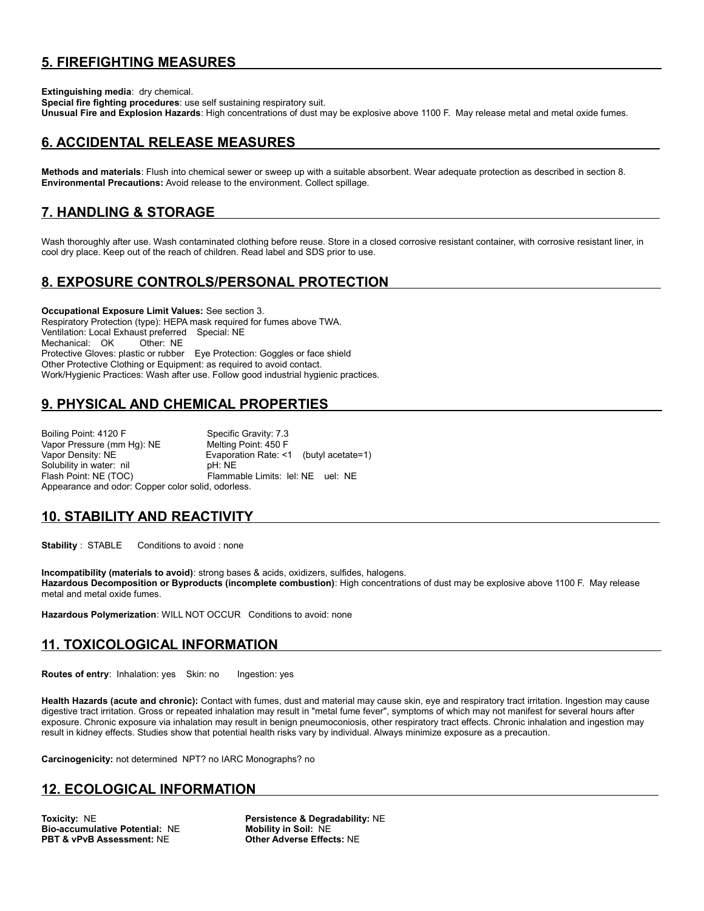## 5. FIREFIGHTING MEASURES

**Extinguishing media**: dry chemical.
**Special fire fighting procedures**: use self sustaining respiratory suit.
**Unusual Fire and Explosion Hazards**: High concentrations of dust may be explosive above 1100 F. May release metal and metal oxide fumes.

## 6. ACCIDENTAL RELEASE MEASURES

**Methods and materials**: Flush into chemical sewer or sweep up with a suitable absorbent. Wear adequate protection as described in section 8.
**Environmental Precautions:** Avoid release to the environment. Collect spillage.

## 7. HANDLING & STORAGE

Wash thoroughly after use. Wash contaminated clothing before reuse. Store in a closed corrosive resistant container, with corrosive resistant liner, in cool dry place. Keep out of the reach of children. Read label and SDS prior to use.

## 8. EXPOSURE CONTROLS/PERSONAL PROTECTION

**Occupational Exposure Limit Values:** See section 3.
Respiratory Protection (type): HEPA mask required for fumes above TWA.
Ventilation: Local Exhaust preferred Special: NE
Mechanical: OK Other: NE
Protective Gloves: plastic or rubber Eye Protection: Goggles or face shield
Other Protective Clothing or Equipment: as required to avoid contact.
Work/Hygienic Practices: Wash after use. Follow good industrial hygienic practices.

## 9. PHYSICAL AND CHEMICAL PROPERTIES

Boiling Point: 4120 F
Specific Gravity: 7.3
Vapor Pressure (mm Hg): NE
Melting Point: 450 F
Vapor Density: NE
Evaporation Rate: <1 (butyl acetate=1)
Solubility in water: nil
pH: NE
Flash Point: NE (TOC)
Flammable Limits: lel: NE uel: NE
Appearance and odor: Copper color solid, odorless.

## 10. STABILITY AND REACTIVITY

**Stability** : STABLE Conditions to avoid : none

**Incompatibility (materials to avoid)**: strong bases & acids, oxidizers, sulfides, halogens.
**Hazardous Decomposition or Byproducts (incomplete combustion)**: High concentrations of dust may be explosive above 1100 F. May release metal and metal oxide fumes.

**Hazardous Polymerization**: WILL NOT OCCUR Conditions to avoid: none

## 11. TOXICOLOGICAL INFORMATION

**Routes of entry**: Inhalation: yes Skin: no Ingestion: yes

**Health Hazards (acute and chronic):** Contact with fumes, dust and material may cause skin, eye and respiratory tract irritation. Ingestion may cause digestive tract irritation. Gross or repeated inhalation may result in "metal fume fever", symptoms of which may not manifest for several hours after exposure. Chronic exposure via inhalation may result in benign pneumoconiosis, other respiratory tract effects. Chronic inhalation and ingestion may result in kidney effects. Studies show that potential health risks vary by individual. Always minimize exposure as a precaution.

**Carcinogenicity:** not determined NPT? no IARC Monographs? no

## 12. ECOLOGICAL INFORMATION

**Toxicity:** NE
**Persistence & Degradability:** NE
**Bio-accumulative Potential:** NE
**Mobility in Soil:** NE
**PBT & vPvB Assessment:** NE
**Other Adverse Effects:** NE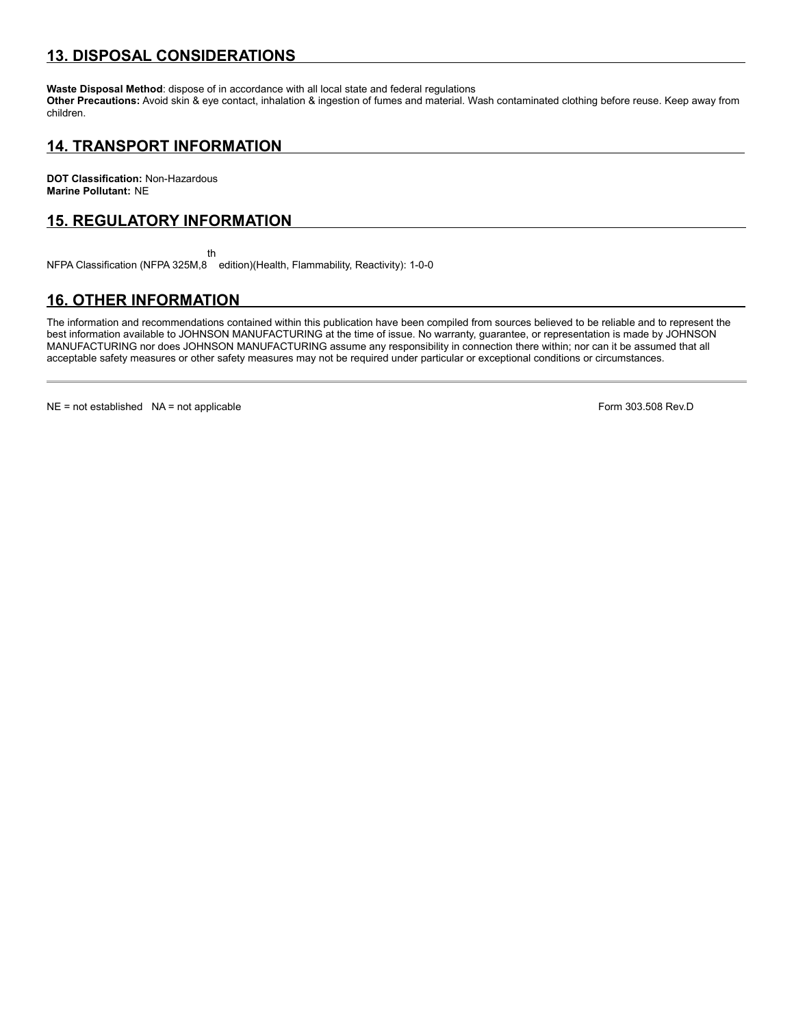## 13. DISPOSAL CONSIDERATIONS

**Waste Disposal Method**: dispose of in accordance with all local state and federal regulations
**Other Precautions:** Avoid skin & eye contact, inhalation & ingestion of fumes and material. Wash contaminated clothing before reuse. Keep away from children.

## 14. TRANSPORT INFORMATION

**DOT Classification:** Non-Hazardous
**Marine Pollutant:** NE

## 15. REGULATORY INFORMATION

NFPA Classification (NFPA 325M,8th edition)(Health, Flammability, Reactivity): 1-0-0

## 16. OTHER INFORMATION

The information and recommendations contained within this publication have been compiled from sources believed to be reliable and to represent the best information available to JOHNSON MANUFACTURING at the time of issue. No warranty, guarantee, or representation is made by JOHNSON MANUFACTURING nor does JOHNSON MANUFACTURING assume any responsibility in connection there within; nor can it be assumed that all acceptable safety measures or other safety measures may not be required under particular or exceptional conditions or circumstances.

---

NE = not established NA = not applicable

Form 303.508 Rev.D